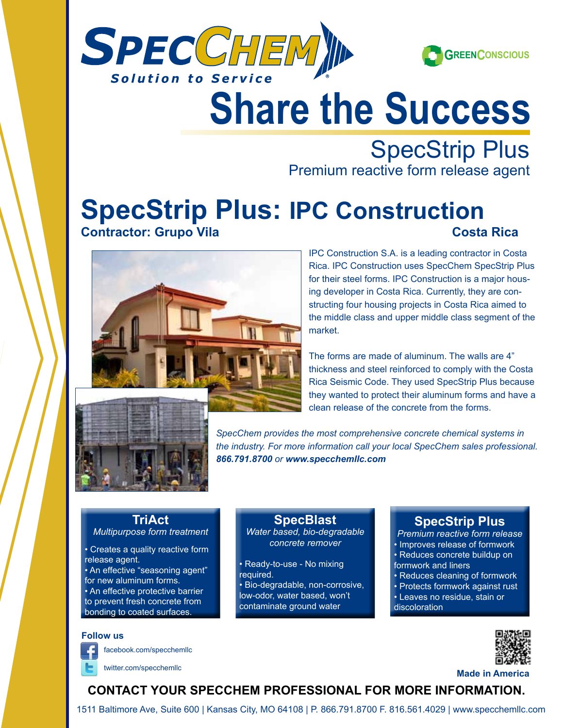SpecChem

*Solution to Service*

GreenConscious

# Share the Success

## SpecStrip Plus

Premium reactive form release agent

# SpecStrip Plus: IPC Construction

**Contractor: Grupo Vila** **Costa Rica**

IPC Construction S.A. is a leading contractor in Costa Rica. IPC Construction uses SpecChem SpecStrip Plus for their steel forms. IPC Construction is a major housing developer in Costa Rica. Currently, they are constructing four housing projects in Costa Rica aimed to the middle class and upper middle class segment of the market.

The forms are made of aluminum. The walls are 4" thickness and steel reinforced to comply with the Costa Rica Seismic Code. They used SpecStrip Plus because they wanted to protect their aluminum forms and have a clean release of the concrete from the forms.

*SpecChem provides the most comprehensive concrete chemical systems in the industry. For more information call your local SpecChem sales professional.* ***866.791.8700*** *or* ***www.specchemllc.com***

### TriAct

*Multipurpose form treatment*

- Creates a quality reactive form release agent.
- An effective "seasoning agent" for new aluminum forms.
- An effective protective barrier to prevent fresh concrete from bonding to coated surfaces.

### SpecBlast

*Water based, bio-degradable concrete remover*

- Ready-to-use - No mixing required.
- Bio-degradable, non-corrosive, low-odor, water based, won't contaminate ground water

### SpecStrip Plus

*Premium reactive form release*

- Improves release of formwork
- Reduces concrete buildup on formwork and liners
- Reduces cleaning of formwork
- Protects formwork against rust
- Leaves no residue, stain or discoloration

**Follow us**

facebook.com/specchemllc

twitter.com/specchemllc

**Made in America**

**CONTACT YOUR SPECCHEM PROFESSIONAL FOR MORE INFORMATION.**

1511 Baltimore Ave, Suite 600 | Kansas City, MO 64108 | P. 866.791.8700 F. 816.561.4029 | www.specchemllc.com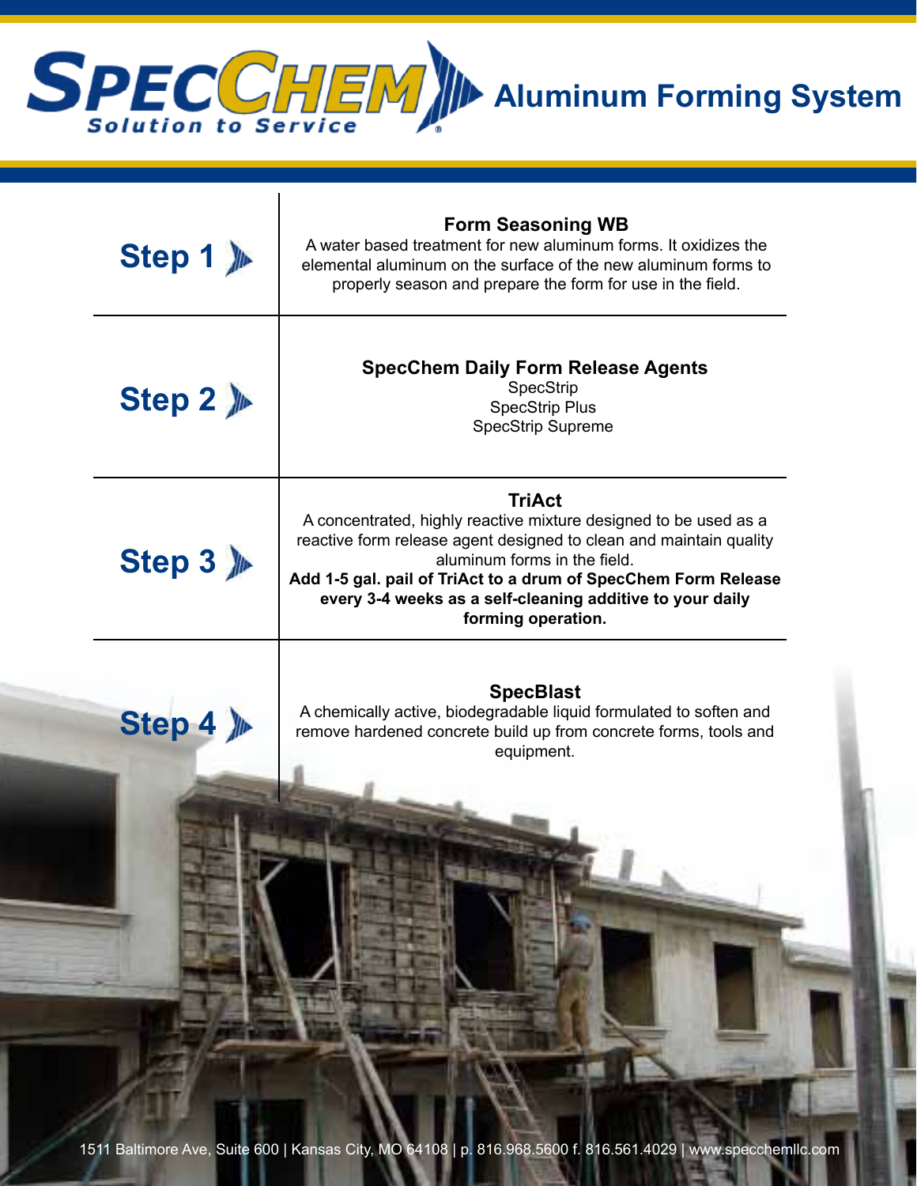# SpecChem Aluminum Forming System

Solution to Service

| | |
|---|---|
| **Step 1** | **Form Seasoning WB** A water based treatment for new aluminum forms. It oxidizes the elemental aluminum on the surface of the new aluminum forms to properly season and prepare the form for use in the field. |
| **Step 2** | **SpecChem Daily Form Release Agents** SpecStrip, SpecStrip Plus, SpecStrip Supreme |
| **Step 3** | **TriAct** A concentrated, highly reactive mixture designed to be used as a reactive form release agent designed to clean and maintain quality aluminum forms in the field. **Add 1-5 gal. pail of TriAct to a drum of SpecChem Form Release every 3-4 weeks as a self-cleaning additive to your daily forming operation.** |
| **Step 4** | **SpecBlast** A chemically active, biodegradable liquid formulated to soften and remove hardened concrete build up from concrete forms, tools and equipment. |

1511 Baltimore Ave, Suite 600 | Kansas City, MO 64108 | p. 816.968.5600 f. 816.561.4029 | www.specchemllc.com